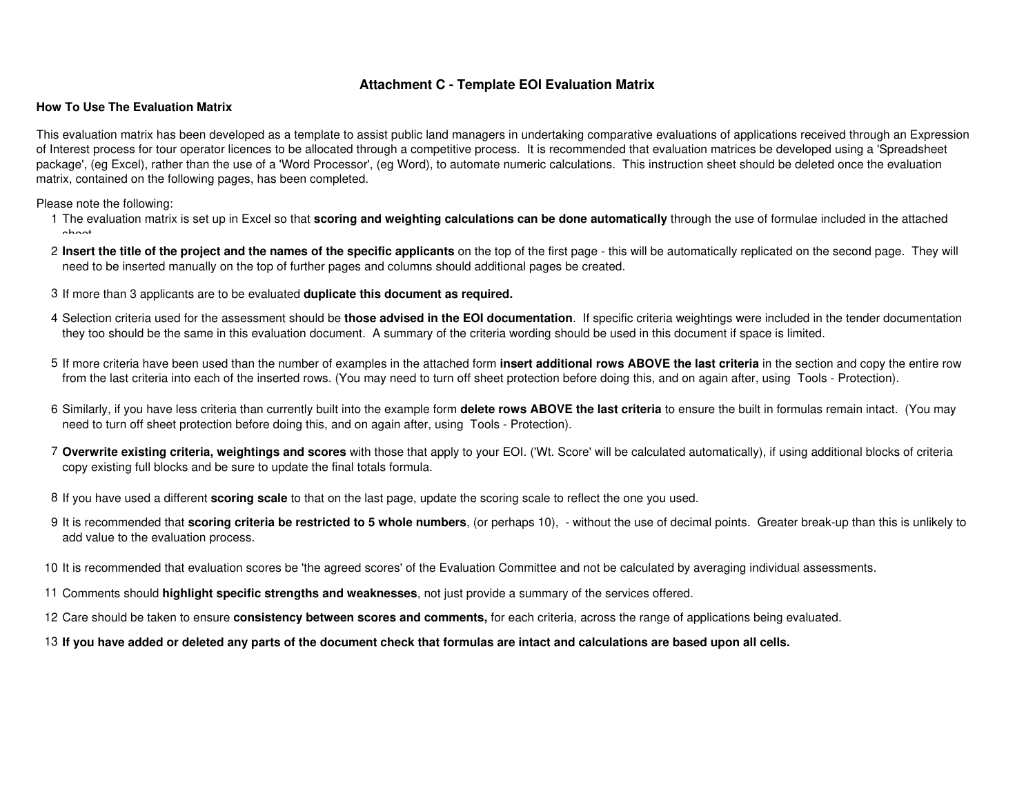# Attachment C - Template EOI Evaluation Matrix

**How To Use The Evaluation Matrix**

This evaluation matrix has been developed as a template to assist public land managers in undertaking comparative evaluations of applications received through an Expression of Interest process for tour operator licences to be allocated through a competitive process. It is recommended that evaluation matrices be developed using a 'Spreadsheet package', (eg Excel), rather than the use of a 'Word Processor', (eg Word), to automate numeric calculations. This instruction sheet should be deleted once the evaluation matrix, contained on the following pages, has been completed.

Please note the following:

1. The evaluation matrix is set up in Excel so that **scoring and weighting calculations can be done automatically** through the use of formulae included in the attached sheet.
2. **Insert the title of the project and the names of the specific applicants** on the top of the first page - this will be automatically replicated on the second page. They will need to be inserted manually on the top of further pages and columns should additional pages be created.
3. If more than 3 applicants are to be evaluated **duplicate this document as required.**
4. Selection criteria used for the assessment should be **those advised in the EOI documentation**. If specific criteria weightings were included in the tender documentation they too should be the same in this evaluation document. A summary of the criteria wording should be used in this document if space is limited.
5. If more criteria have been used than the number of examples in the attached form **insert additional rows ABOVE the last criteria** in the section and copy the entire row from the last criteria into each of the inserted rows. (You may need to turn off sheet protection before doing this, and on again after, using Tools - Protection).
6. Similarly, if you have less criteria than currently built into the example form **delete rows ABOVE the last criteria** to ensure the built in formulas remain intact. (You may need to turn off sheet protection before doing this, and on again after, using Tools - Protection).
7. **Overwrite existing criteria, weightings and scores** with those that apply to your EOI. ('Wt. Score' will be calculated automatically), if using additional blocks of criteria copy existing full blocks and be sure to update the final totals formula.
8. If you have used a different **scoring scale** to that on the last page, update the scoring scale to reflect the one you used.
9. It is recommended that **scoring criteria be restricted to 5 whole numbers**, (or perhaps 10), - without the use of decimal points. Greater break-up than this is unlikely to add value to the evaluation process.
10. It is recommended that evaluation scores be 'the agreed scores' of the Evaluation Committee and not be calculated by averaging individual assessments.
11. Comments should **highlight specific strengths and weaknesses**, not just provide a summary of the services offered.
12. Care should be taken to ensure **consistency between scores and comments,** for each criteria, across the range of applications being evaluated.
13. **If you have added or deleted any parts of the document check that formulas are intact and calculations are based upon all cells.**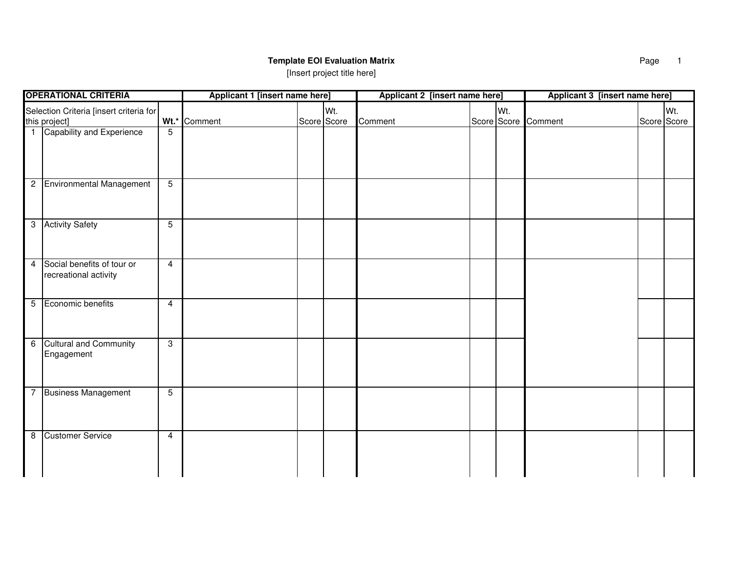**Template EOI Evaluation Matrix**

[Insert project title here]

| OPERATIONAL CRITERIA | | | Applicant 1 [insert name here] | | | Applicant 2 [insert name here] | | | Applicant 3 [insert name here] | | |
|---|---|---|---|---|---|---|---|---|---|---|---|
| Selection Criteria [insert criteria for this project] | | Wt.* | Comment | Score | Wt. Score | Comment | Score | Wt. Score | Comment | Score | Wt. Score |
| 1 | Capability and Experience | 5 | | | | | | | | | |
| 2 | Environmental Management | 5 | | | | | | | | | |
| 3 | Activity Safety | 5 | | | | | | | | | |
| 4 | Social benefits of tour or recreational activity | 4 | | | | | | | | | |
| 5 | Economic benefits | 4 | | | | | | | | | |
| 6 | Cultural and Community Engagement | 3 | | | | | | | | | |
| 7 | Business Management | 5 | | | | | | | | | |
| 8 | Customer Service | 4 | | | | | | | | | |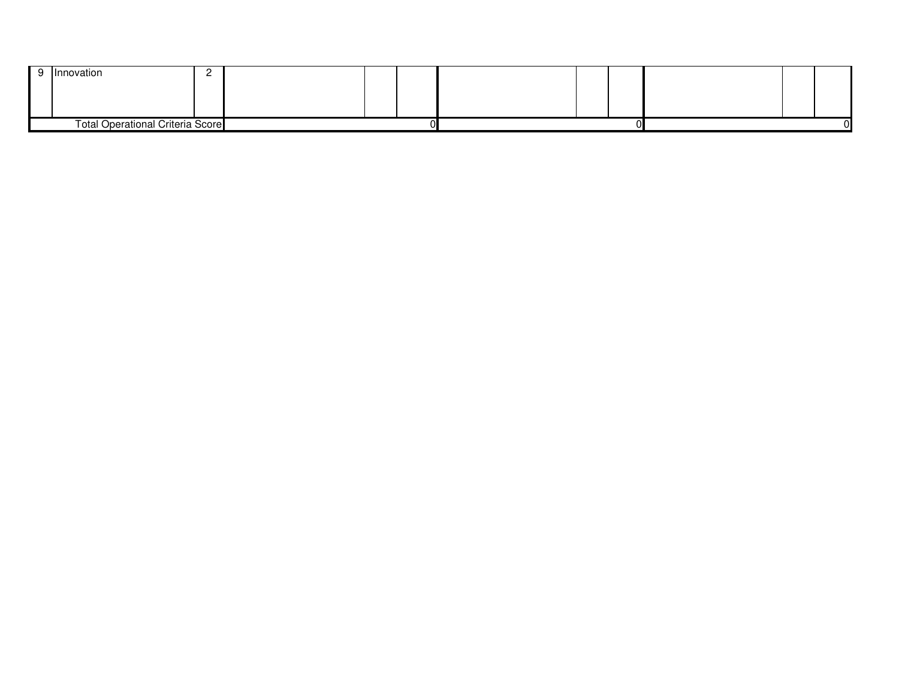| 9 | Innovation | 2 | | | | | | | | | |
|---|---|---|---|---|---|---|---|---|---|---|---|
| | Total Operational Criteria Score | | | | 0 | | | 0 | | | 0 |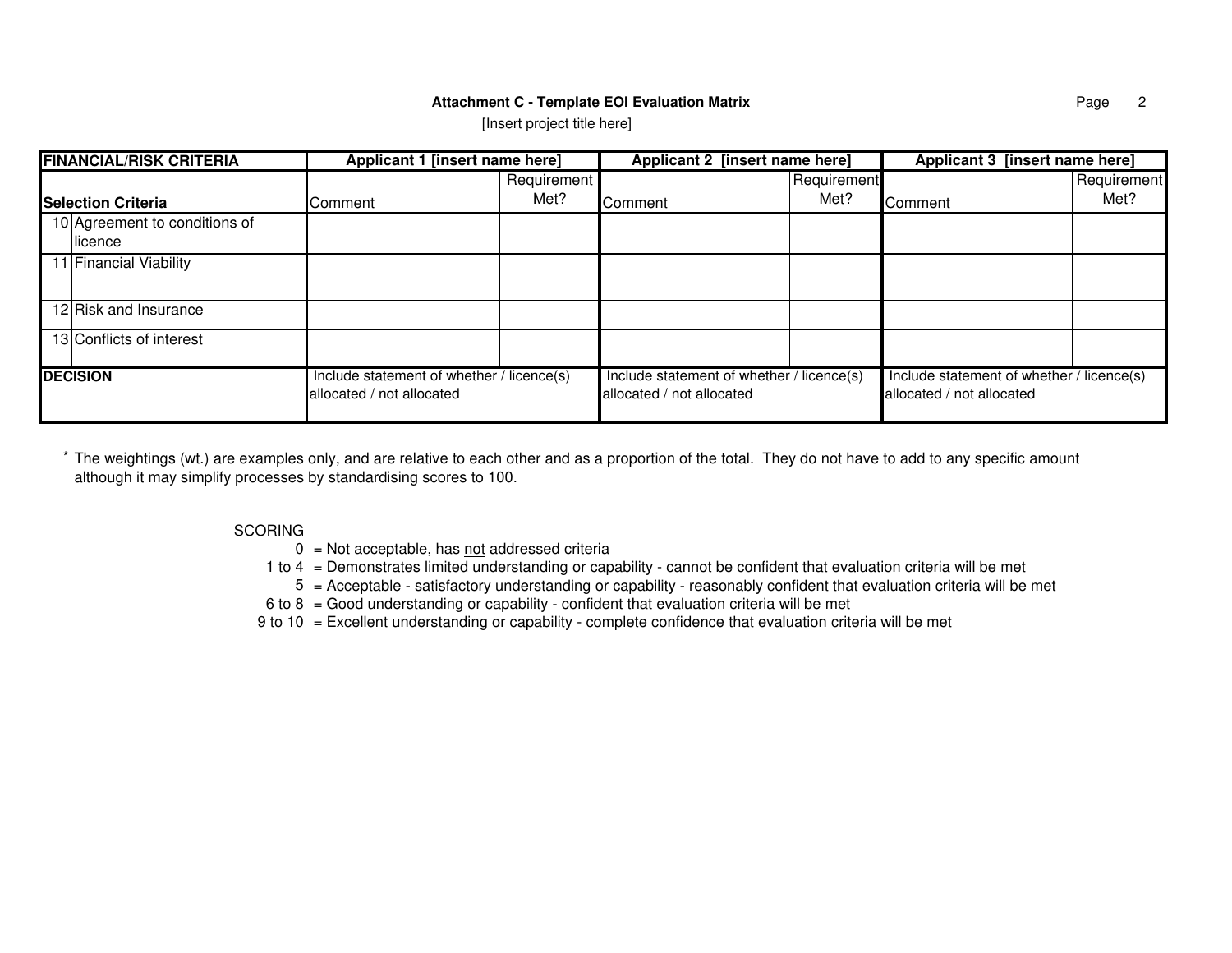**Attachment C - Template EOI Evaluation Matrix**

[Insert project title here]

| FINANCIAL/RISK CRITERIA | | Applicant 1 [insert name here] | | Applicant 2 [insert name here] | | Applicant 3 [insert name here] | |
|---|---|---|---|---|---|---|---|
| Selection Criteria | | Comment | Requirement Met? | Comment | Requirement Met? | Comment | Requirement Met? |
| 10 | Agreement to conditions of licence | | | | | | |
| 11 | Financial Viability | | | | | | |
| 12 | Risk and Insurance | | | | | | |
| 13 | Conflicts of interest | | | | | | |
| DECISION | | Include statement of whether / licence(s) allocated / not allocated | | Include statement of whether / licence(s) allocated / not allocated | | Include statement of whether / licence(s) allocated / not allocated | |

* The weightings (wt.) are examples only, and are relative to each other and as a proportion of the total. They do not have to add to any specific amount although it may simplify processes by standardising scores to 100.

SCORING

- 0 = Not acceptable, has not addressed criteria
- 1 to 4 = Demonstrates limited understanding or capability - cannot be confident that evaluation criteria will be met
- 5 = Acceptable - satisfactory understanding or capability - reasonably confident that evaluation criteria will be met
- 6 to 8 = Good understanding or capability - confident that evaluation criteria will be met
- 9 to 10 = Excellent understanding or capability - complete confidence that evaluation criteria will be met